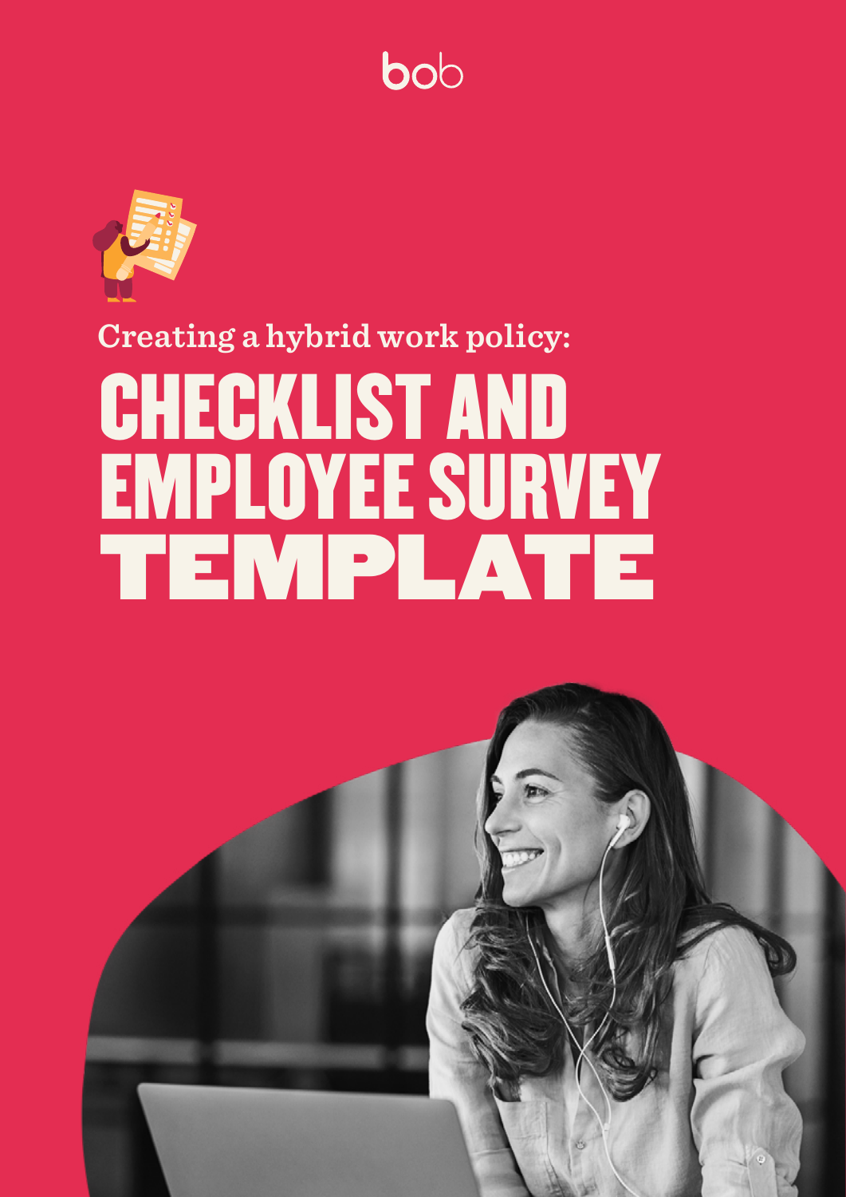bob

Creating a hybrid work policy:

# CHECKLIST AND EMPLOYEE SURVEY TEMPLATE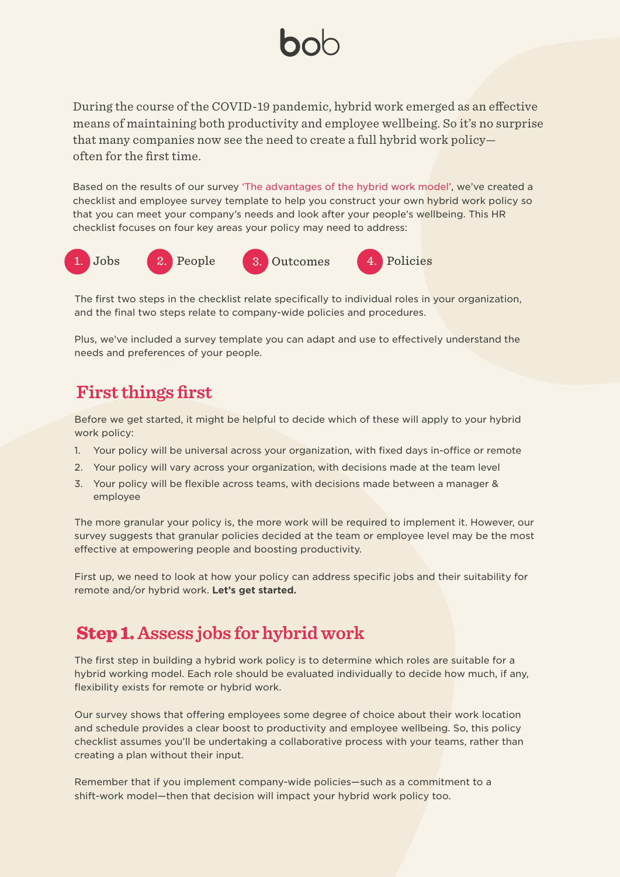bob

During the course of the COVID-19 pandemic, hybrid work emerged as an effective means of maintaining both productivity and employee wellbeing. So it's no surprise that many companies now see the need to create a full hybrid work policy—often for the first time.

Based on the results of our survey 'The advantages of the hybrid work model', we've created a checklist and employee survey template to help you construct your own hybrid work policy so that you can meet your company's needs and look after your people's wellbeing. This HR checklist focuses on four key areas your policy may need to address:

1. Jobs
2. People
3. Outcomes
4. Policies

The first two steps in the checklist relate specifically to individual roles in your organization, and the final two steps relate to company-wide policies and procedures.

Plus, we've included a survey template you can adapt and use to effectively understand the needs and preferences of your people.

## First things first

Before we get started, it might be helpful to decide which of these will apply to your hybrid work policy:

1. Your policy will be universal across your organization, with fixed days in-office or remote
2. Your policy will vary across your organization, with decisions made at the team level
3. Your policy will be flexible across teams, with decisions made between a manager & employee

The more granular your policy is, the more work will be required to implement it. However, our survey suggests that granular policies decided at the team or employee level may be the most effective at empowering people and boosting productivity.

First up, we need to look at how your policy can address specific jobs and their suitability for remote and/or hybrid work. **Let's get started.**

## Step 1. Assess jobs for hybrid work

The first step in building a hybrid work policy is to determine which roles are suitable for a hybrid working model. Each role should be evaluated individually to decide how much, if any, flexibility exists for remote or hybrid work.

Our survey shows that offering employees some degree of choice about their work location and schedule provides a clear boost to productivity and employee wellbeing. So, this policy checklist assumes you'll be undertaking a collaborative process with your teams, rather than creating a plan without their input.

Remember that if you implement company-wide policies—such as a commitment to a shift-work model—then that decision will impact your hybrid work policy too.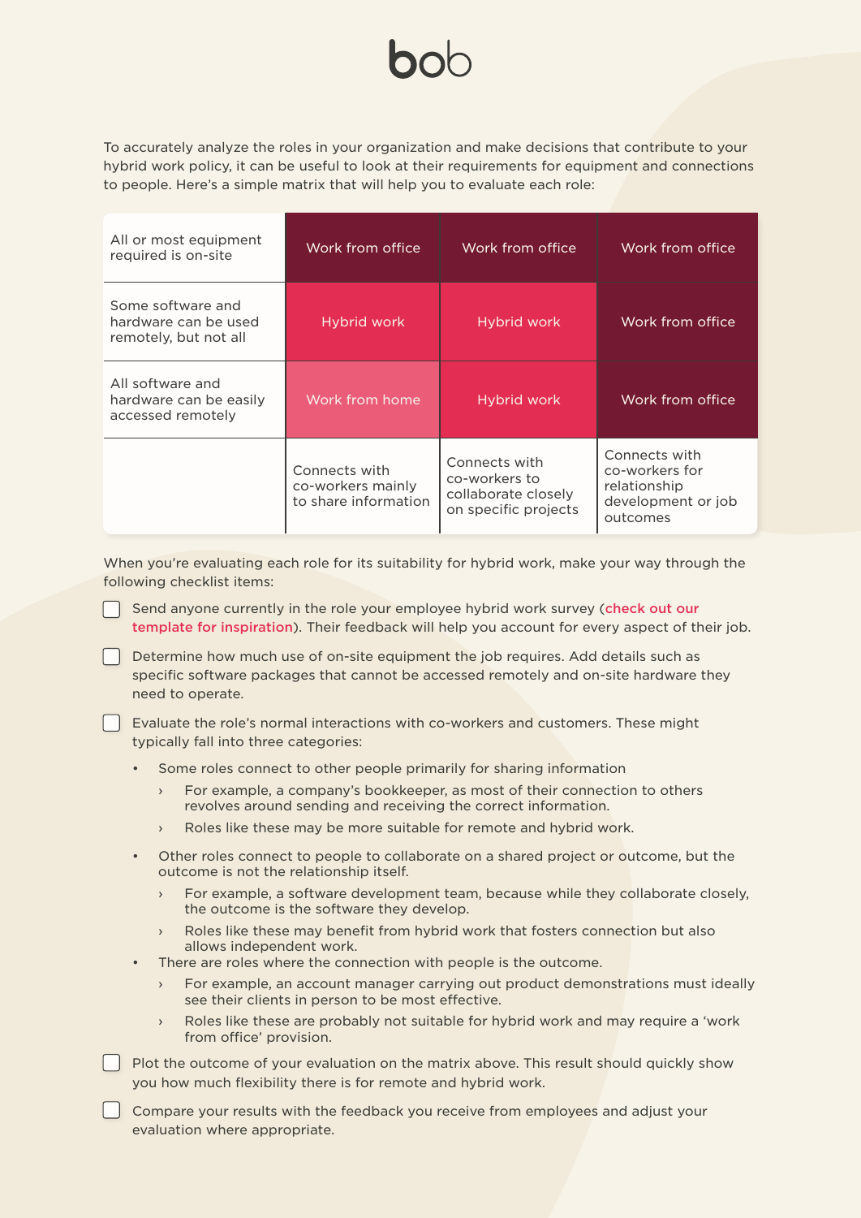bob

To accurately analyze the roles in your organization and make decisions that contribute to your hybrid work policy, it can be useful to look at their requirements for equipment and connections to people. Here's a simple matrix that will help you to evaluate each role:

| | | | |
|---|---|---|---|
| All or most equipment required is on-site | Work from office | Work from office | Work from office |
| Some software and hardware can be used remotely, but not all | Hybrid work | Hybrid work | Work from office |
| All software and hardware can be easily accessed remotely | Work from home | Hybrid work | Work from office |
| | Connects with co-workers mainly to share information | Connects with co-workers to collaborate closely on specific projects | Connects with co-workers for relationship development or job outcomes |

When you're evaluating each role for its suitability for hybrid work, make your way through the following checklist items:

- [ ] Send anyone currently in the role your employee hybrid work survey (check out our template for inspiration). Their feedback will help you account for every aspect of their job.
- [ ] Determine how much use of on-site equipment the job requires. Add details such as specific software packages that cannot be accessed remotely and on-site hardware they need to operate.
- [ ] Evaluate the role's normal interactions with co-workers and customers. These might typically fall into three categories:
  - Some roles connect to other people primarily for sharing information
    - For example, a company's bookkeeper, as most of their connection to others revolves around sending and receiving the correct information.
    - Roles like these may be more suitable for remote and hybrid work.
  - Other roles connect to people to collaborate on a shared project or outcome, but the outcome is not the relationship itself.
    - For example, a software development team, because while they collaborate closely, the outcome is the software they develop.
    - Roles like these may benefit from hybrid work that fosters connection but also allows independent work.
  - There are roles where the connection with people is the outcome.
    - For example, an account manager carrying out product demonstrations must ideally see their clients in person to be most effective.
    - Roles like these are probably not suitable for hybrid work and may require a 'work from office' provision.
- [ ] Plot the outcome of your evaluation on the matrix above. This result should quickly show you how much flexibility there is for remote and hybrid work.
- [ ] Compare your results with the feedback you receive from employees and adjust your evaluation where appropriate.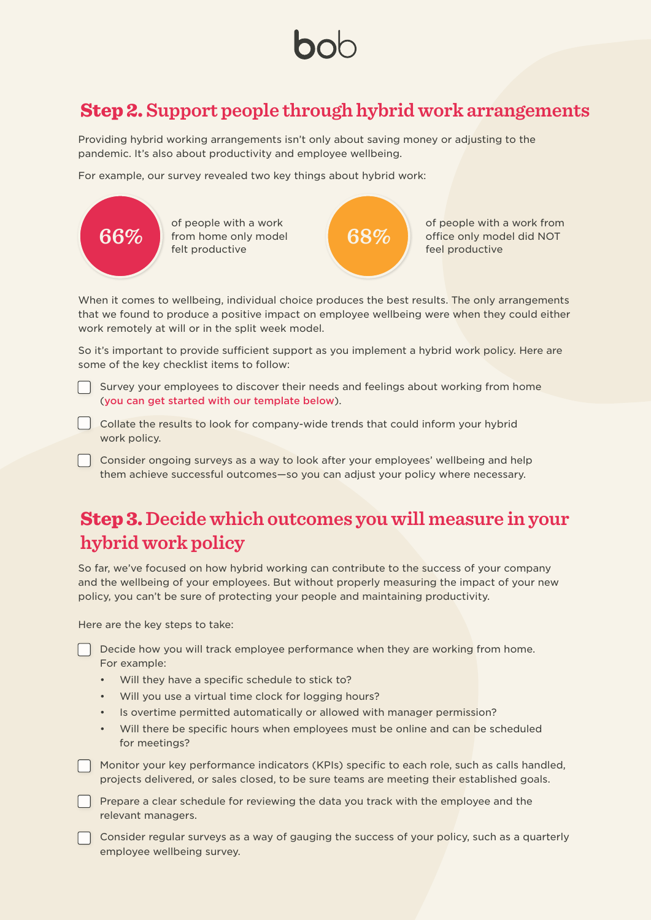## Step 2. Support people through hybrid work arrangements

Providing hybrid working arrangements isn't only about saving money or adjusting to the pandemic. It's also about productivity and employee wellbeing.

For example, our survey revealed two key things about hybrid work:

**66%** of people with a work from home only model felt productive

**68%** of people with a work from office only model did NOT feel productive

When it comes to wellbeing, individual choice produces the best results. The only arrangements that we found to produce a positive impact on employee wellbeing were when they could either work remotely at will or in the split week model.

So it's important to provide sufficient support as you implement a hybrid work policy. Here are some of the key checklist items to follow:

- [ ] Survey your employees to discover their needs and feelings about working from home (you can get started with our template below).
- [ ] Collate the results to look for company-wide trends that could inform your hybrid work policy.
- [ ] Consider ongoing surveys as a way to look after your employees' wellbeing and help them achieve successful outcomes—so you can adjust your policy where necessary.

## Step 3. Decide which outcomes you will measure in your hybrid work policy

So far, we've focused on how hybrid working can contribute to the success of your company and the wellbeing of your employees. But without properly measuring the impact of your new policy, you can't be sure of protecting your people and maintaining productivity.

Here are the key steps to take:

- [ ] Decide how you will track employee performance when they are working from home. For example:
    - Will they have a specific schedule to stick to?
    - Will you use a virtual time clock for logging hours?
    - Is overtime permitted automatically or allowed with manager permission?
    - Will there be specific hours when employees must be online and can be scheduled for meetings?
- [ ] Monitor your key performance indicators (KPIs) specific to each role, such as calls handled, projects delivered, or sales closed, to be sure teams are meeting their established goals.
- [ ] Prepare a clear schedule for reviewing the data you track with the employee and the relevant managers.
- [ ] Consider regular surveys as a way of gauging the success of your policy, such as a quarterly employee wellbeing survey.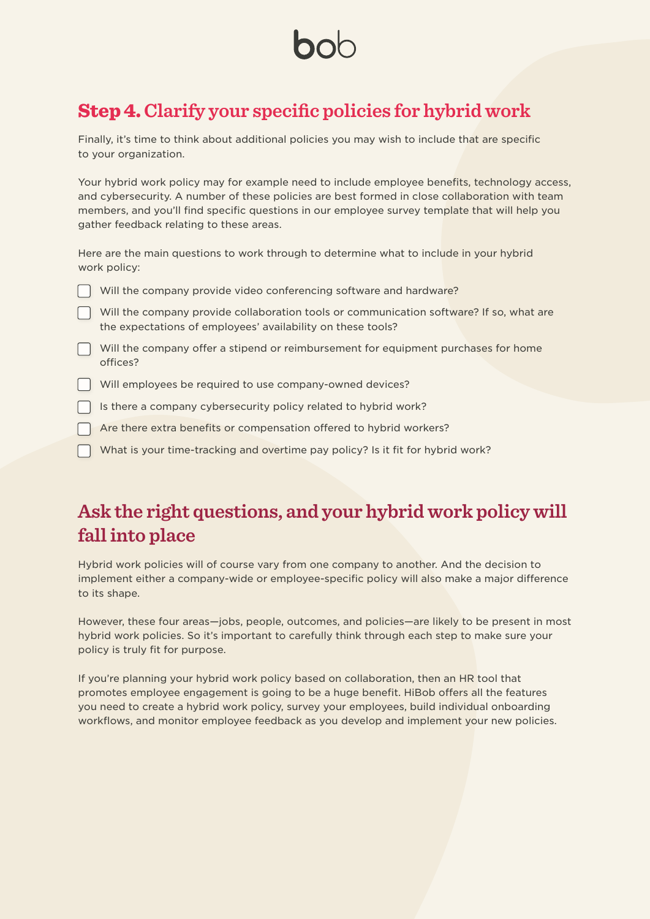## **Step 4.** Clarify your specific policies for hybrid work

Finally, it's time to think about additional policies you may wish to include that are specific to your organization.

Your hybrid work policy may for example need to include employee benefits, technology access, and cybersecurity. A number of these policies are best formed in close collaboration with team members, and you'll find specific questions in our employee survey template that will help you gather feedback relating to these areas.

Here are the main questions to work through to determine what to include in your hybrid work policy:

- [ ] Will the company provide video conferencing software and hardware?
- [ ] Will the company provide collaboration tools or communication software? If so, what are the expectations of employees' availability on these tools?
- [ ] Will the company offer a stipend or reimbursement for equipment purchases for home offices?
- [ ] Will employees be required to use company-owned devices?
- [ ] Is there a company cybersecurity policy related to hybrid work?
- [ ] Are there extra benefits or compensation offered to hybrid workers?
- [ ] What is your time-tracking and overtime pay policy? Is it fit for hybrid work?

## Ask the right questions, and your hybrid work policy will fall into place

Hybrid work policies will of course vary from one company to another. And the decision to implement either a company-wide or employee-specific policy will also make a major difference to its shape.

However, these four areas—jobs, people, outcomes, and policies—are likely to be present in most hybrid work policies. So it's important to carefully think through each step to make sure your policy is truly fit for purpose.

If you're planning your hybrid work policy based on collaboration, then an HR tool that promotes employee engagement is going to be a huge benefit. HiBob offers all the features you need to create a hybrid work policy, survey your employees, build individual onboarding workflows, and monitor employee feedback as you develop and implement your new policies.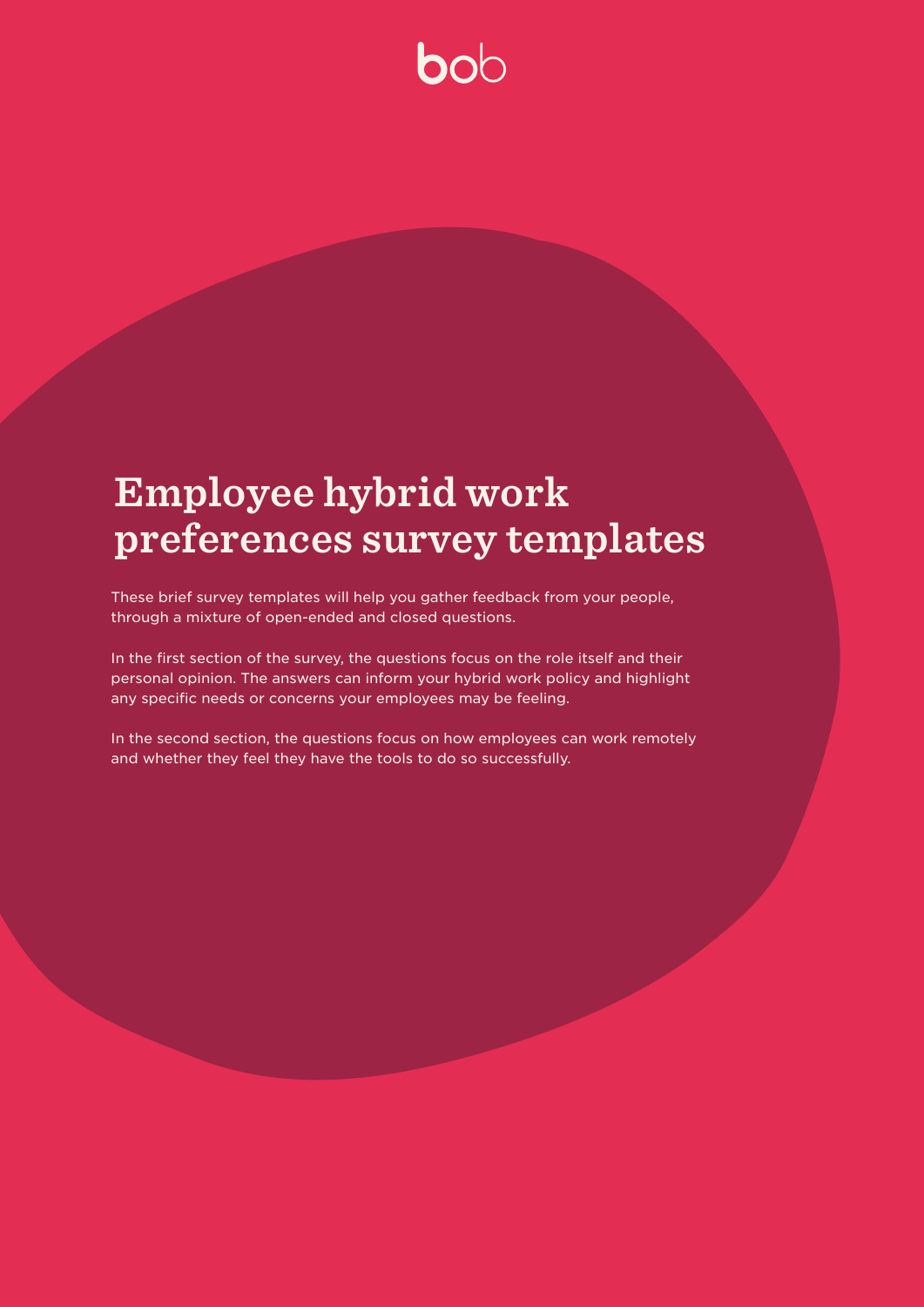# Employee hybrid work preferences survey templates

These brief survey templates will help you gather feedback from your people, through a mixture of open-ended and closed questions.

In the first section of the survey, the questions focus on the role itself and their personal opinion. The answers can inform your hybrid work policy and highlight any specific needs or concerns your employees may be feeling.

In the second section, the questions focus on how employees can work remotely and whether they feel they have the tools to do so successfully.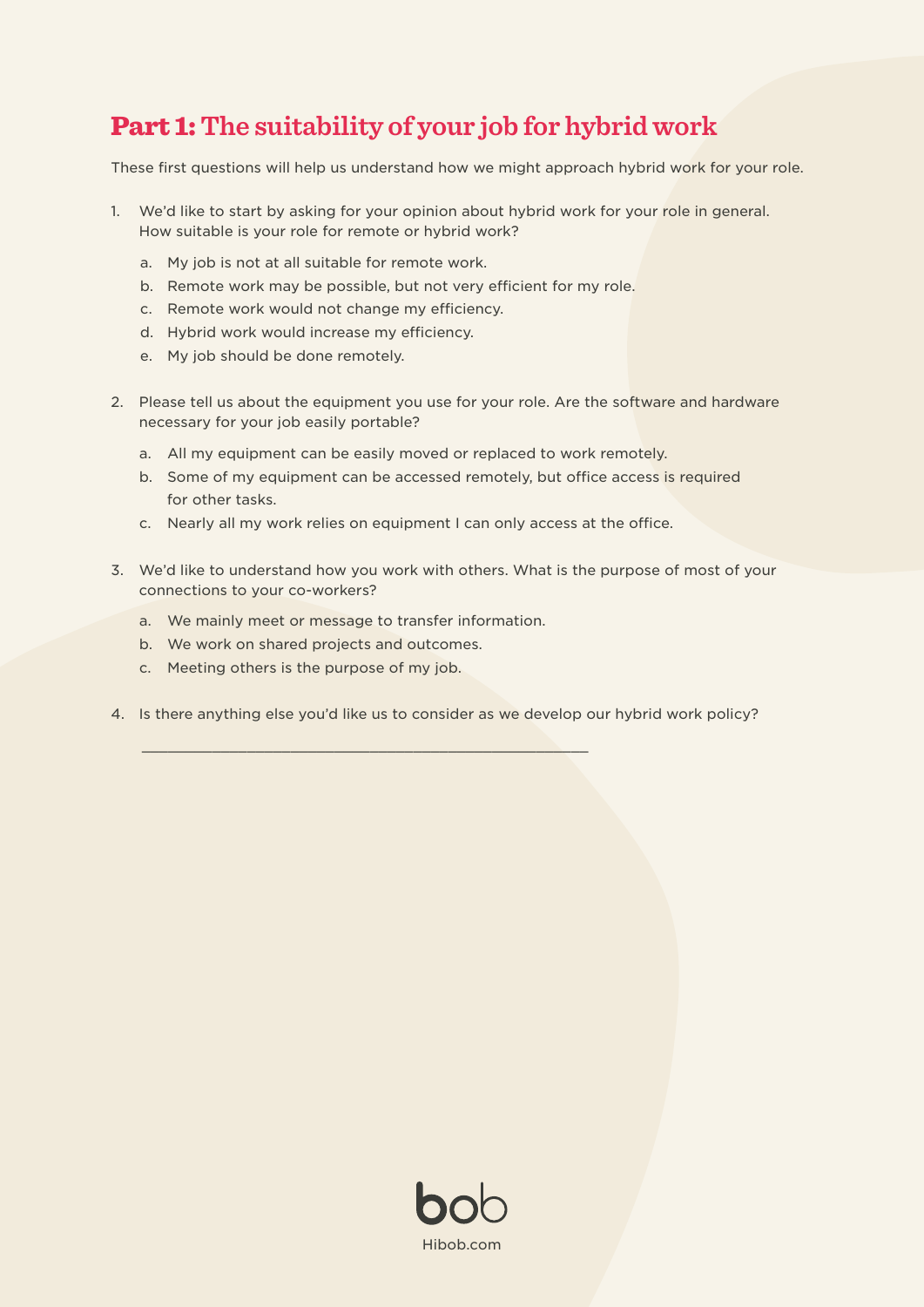## **Part 1:** The suitability of your job for hybrid work

These first questions will help us understand how we might approach hybrid work for your role.

1. We'd like to start by asking for your opinion about hybrid work for your role in general. How suitable is your role for remote or hybrid work?
   a. My job is not at all suitable for remote work.
   b. Remote work may be possible, but not very efficient for my role.
   c. Remote work would not change my efficiency.
   d. Hybrid work would increase my efficiency.
   e. My job should be done remotely.

2. Please tell us about the equipment you use for your role. Are the software and hardware necessary for your job easily portable?
   a. All my equipment can be easily moved or replaced to work remotely.
   b. Some of my equipment can be accessed remotely, but office access is required for other tasks.
   c. Nearly all my work relies on equipment I can only access at the office.

3. We'd like to understand how you work with others. What is the purpose of most of your connections to your co-workers?
   a. We mainly meet or message to transfer information.
   b. We work on shared projects and outcomes.
   c. Meeting others is the purpose of my job.

4. Is there anything else you'd like us to consider as we develop our hybrid work policy?

   ______________________________________________

bob

Hibob.com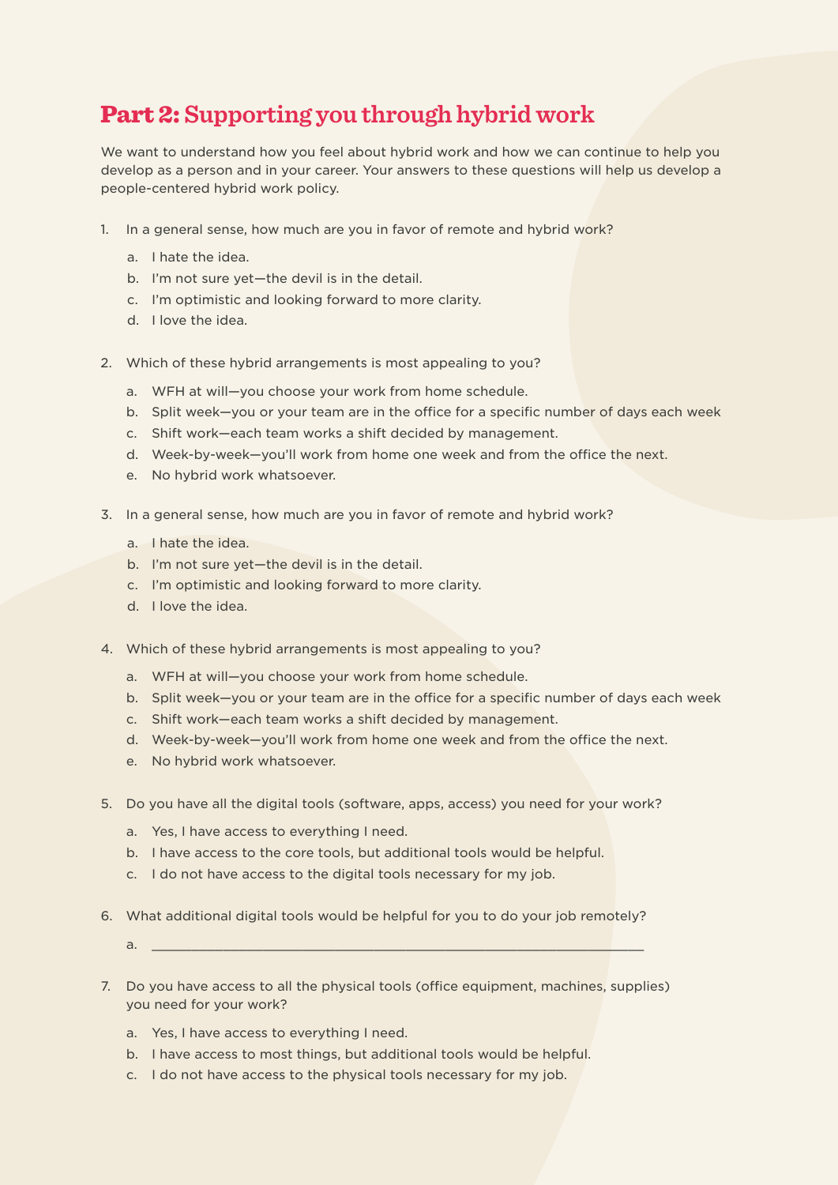## **Part 2:** Supporting you through hybrid work

We want to understand how you feel about hybrid work and how we can continue to help you develop as a person and in your career. Your answers to these questions will help us develop a people-centered hybrid work policy.

1. In a general sense, how much are you in favor of remote and hybrid work?
   a. I hate the idea.
   b. I'm not sure yet—the devil is in the detail.
   c. I'm optimistic and looking forward to more clarity.
   d. I love the idea.

2. Which of these hybrid arrangements is most appealing to you?
   a. WFH at will—you choose your work from home schedule.
   b. Split week—you or your team are in the office for a specific number of days each week
   c. Shift work—each team works a shift decided by management.
   d. Week-by-week—you'll work from home one week and from the office the next.
   e. No hybrid work whatsoever.

3. In a general sense, how much are you in favor of remote and hybrid work?
   a. I hate the idea.
   b. I'm not sure yet—the devil is in the detail.
   c. I'm optimistic and looking forward to more clarity.
   d. I love the idea.

4. Which of these hybrid arrangements is most appealing to you?
   a. WFH at will—you choose your work from home schedule.
   b. Split week—you or your team are in the office for a specific number of days each week
   c. Shift work—each team works a shift decided by management.
   d. Week-by-week—you'll work from home one week and from the office the next.
   e. No hybrid work whatsoever.

5. Do you have all the digital tools (software, apps, access) you need for your work?
   a. Yes, I have access to everything I need.
   b. I have access to the core tools, but additional tools would be helpful.
   c. I do not have access to the digital tools necessary for my job.

6. What additional digital tools would be helpful for you to do your job remotely?
   a. ____________________________________________________________

7. Do you have access to all the physical tools (office equipment, machines, supplies) you need for your work?
   a. Yes, I have access to everything I need.
   b. I have access to most things, but additional tools would be helpful.
   c. I do not have access to the physical tools necessary for my job.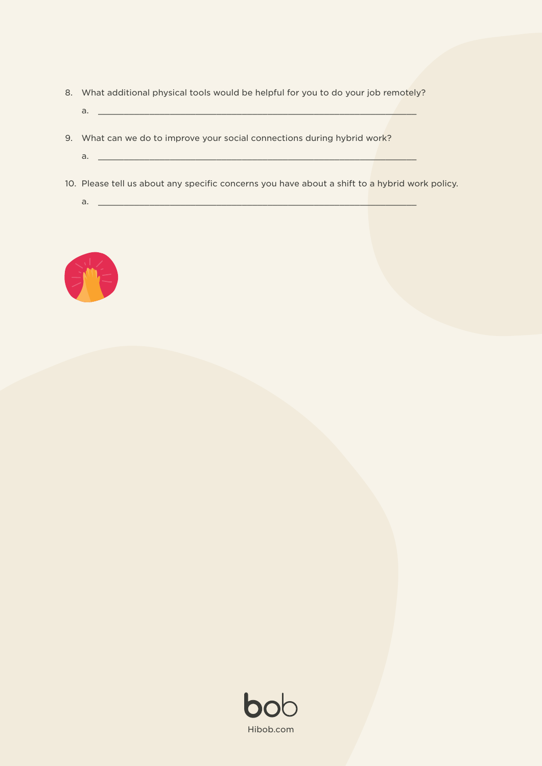8. What additional physical tools would be helpful for you to do your job remotely?
    a. ______________________________________________________________

9. What can we do to improve your social connections during hybrid work?
    a. ______________________________________________________________

10. Please tell us about any specific concerns you have about a shift to a hybrid work policy.
    a. ______________________________________________________________

bob

Hibob.com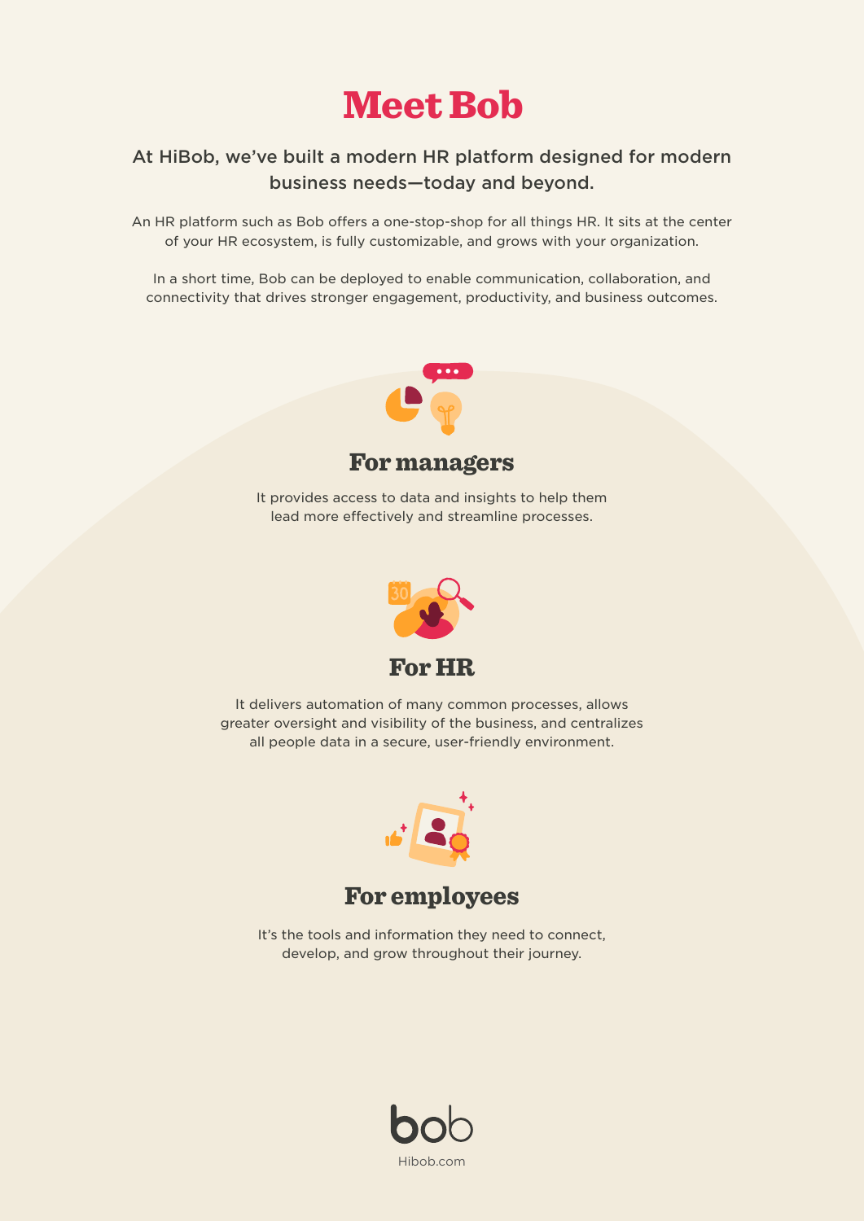# Meet Bob

At HiBob, we've built a modern HR platform designed for modern business needs—today and beyond.

An HR platform such as Bob offers a one-stop-shop for all things HR. It sits at the center of your HR ecosystem, is fully customizable, and grows with your organization.

In a short time, Bob can be deployed to enable communication, collaboration, and connectivity that drives stronger engagement, productivity, and business outcomes.

## For managers

It provides access to data and insights to help them lead more effectively and streamline processes.

## For HR

It delivers automation of many common processes, allows greater oversight and visibility of the business, and centralizes all people data in a secure, user-friendly environment.

## For employees

It's the tools and information they need to connect, develop, and grow throughout their journey.

bob

Hibob.com